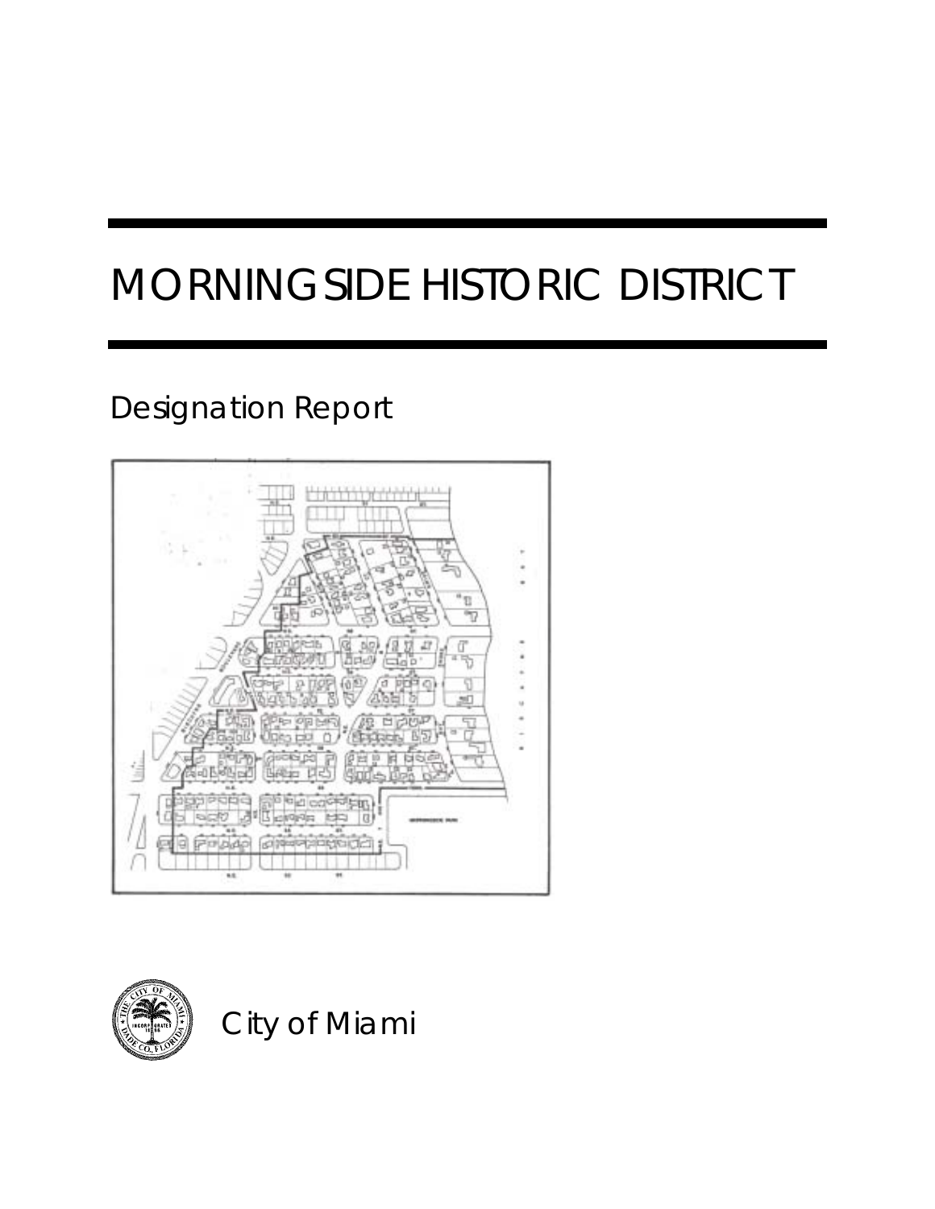# MORNINGSIDE HISTORIC DISTRICT

## Designation Report

City of Miami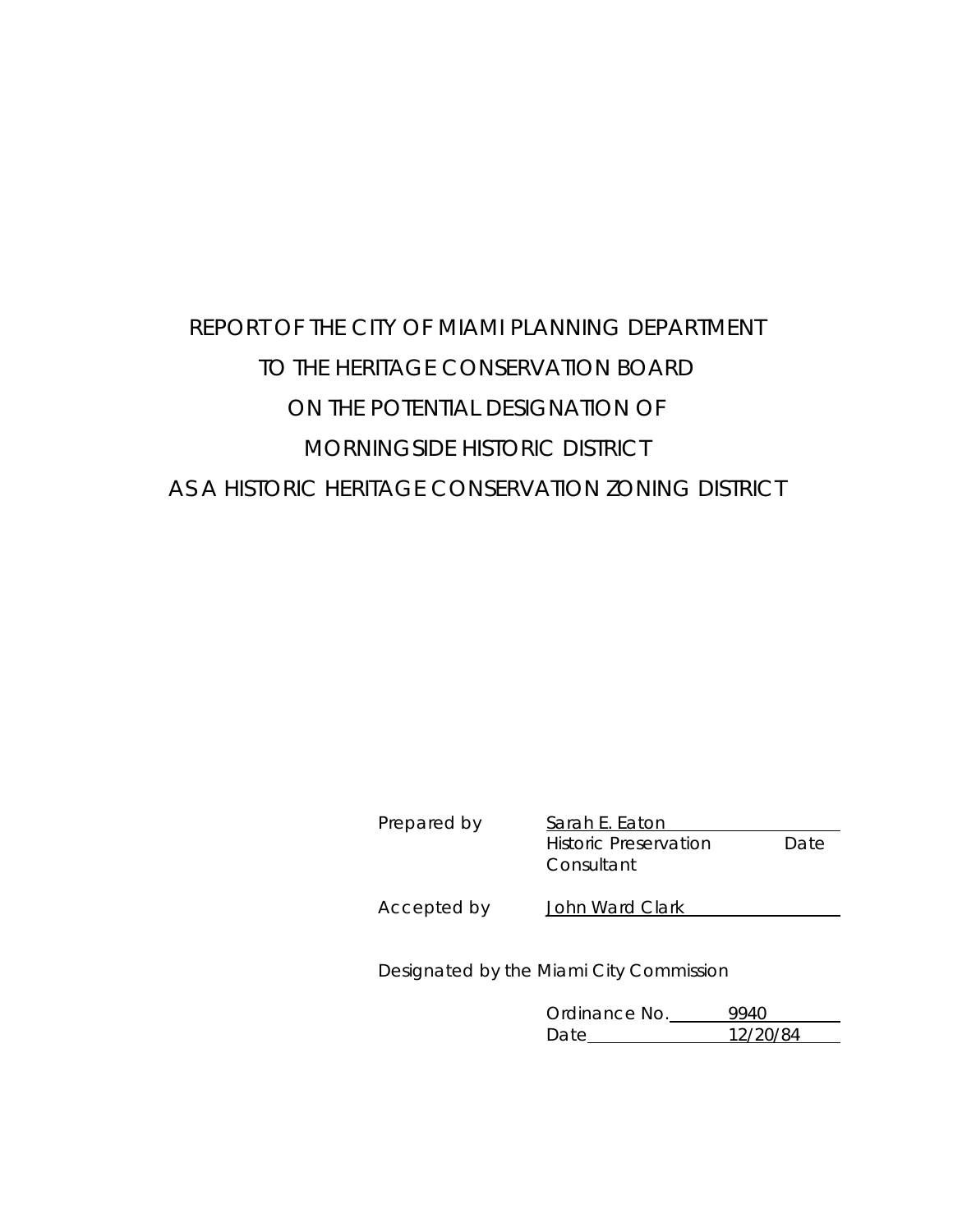# REPORT OF THE CITY OF MIAMI PLANNING DEPARTMENT
# TO THE HERITAGE CONSERVATION BOARD
# ON THE POTENTIAL DESIGNATION OF
# MORNINGSIDE HISTORIC DISTRICT
# AS A HISTORIC HERITAGE CONSERVATION ZONING DISTRICT

Prepared by Sarah E. Eaton
Historic Preservation Consultant  Date

Accepted by John Ward Clark

Designated by the Miami City Commission

Ordinance No. 9940
Date 12/20/84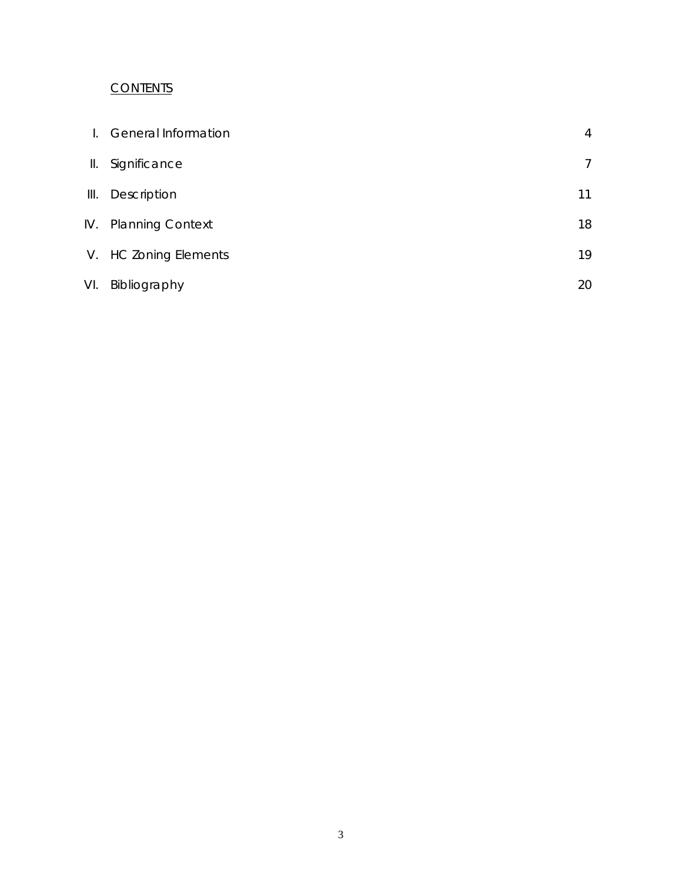## CONTENTS

| | | |
|---|---|---|
| I. | General Information | 4 |
| II. | Significance | 7 |
| III. | Description | 11 |
| IV. | Planning Context | 18 |
| V. | HC Zoning Elements | 19 |
| VI. | Bibliography | 20 |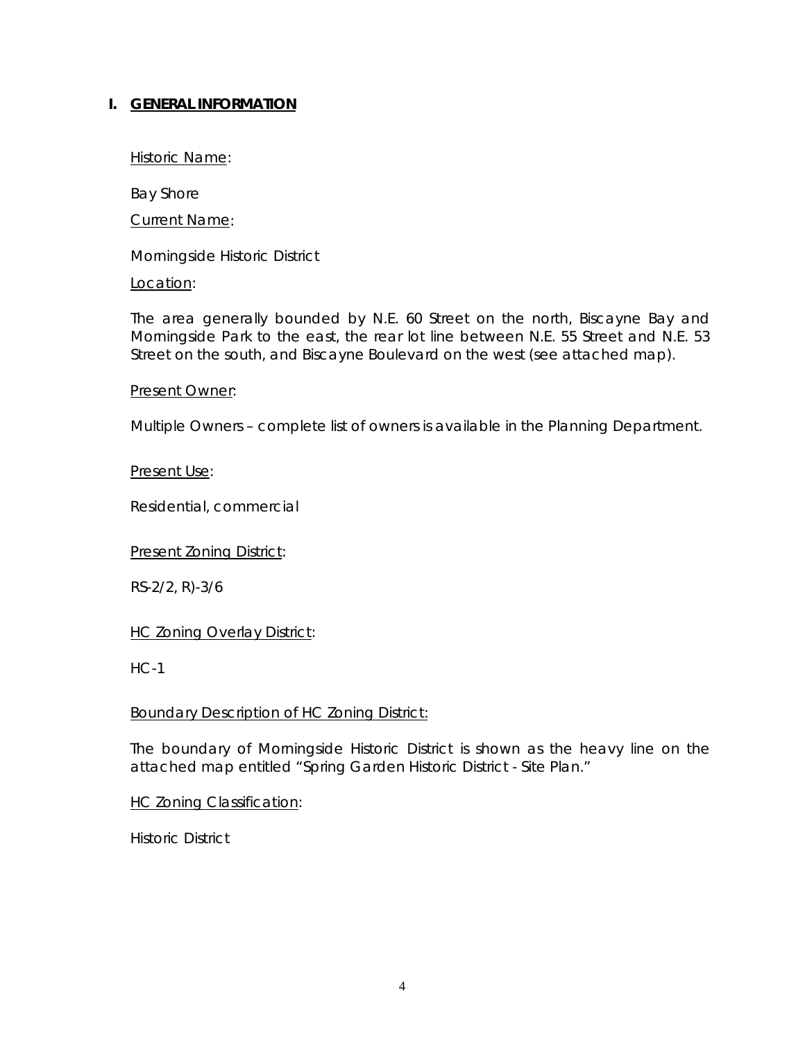## I. GENERAL INFORMATION

Historic Name:

Bay Shore

Current Name:

Morningside Historic District

Location:

The area generally bounded by N.E. 60 Street on the north, Biscayne Bay and Morningside Park to the east, the rear lot line between N.E. 55 Street and N.E. 53 Street on the south, and Biscayne Boulevard on the west (see attached map).

Present Owner:

Multiple Owners – complete list of owners is available in the Planning Department.

Present Use:

Residential, commercial

Present Zoning District:

RS-2/2, R)-3/6

HC Zoning Overlay District:

HC-1

Boundary Description of HC Zoning District:

The boundary of Morningside Historic District is shown as the heavy line on the attached map entitled "Spring Garden Historic District - Site Plan."

HC Zoning Classification:

Historic District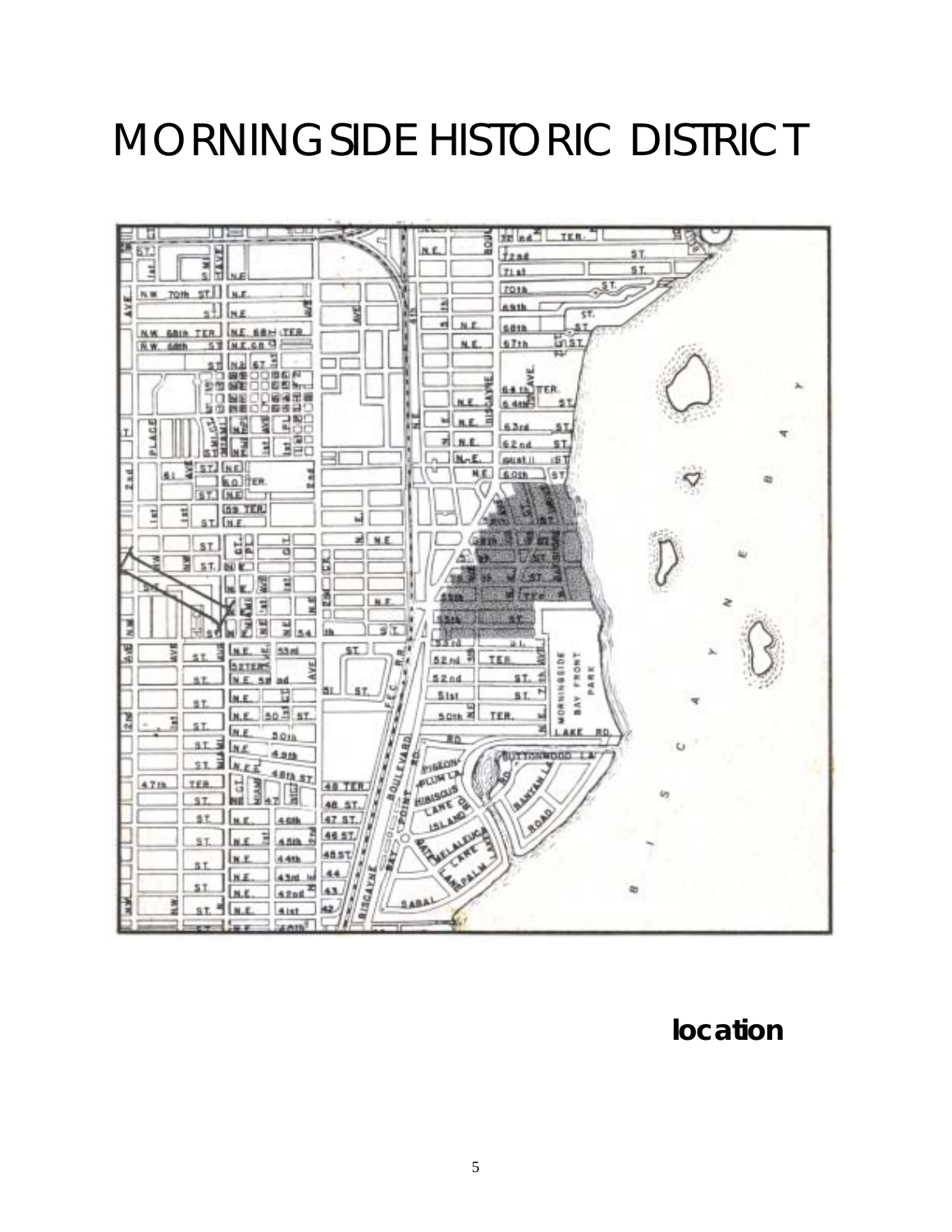# MORNINGSIDE HISTORIC DISTRICT

**location**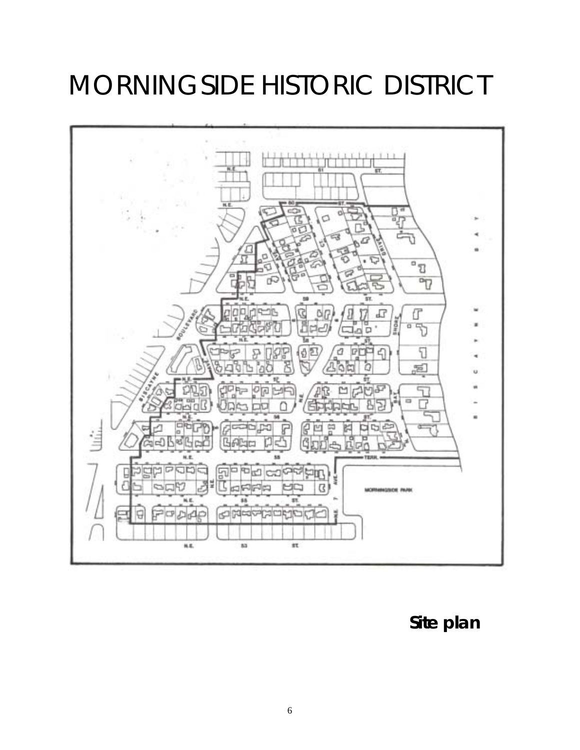# MORNINGSIDE HISTORIC DISTRICT

**Site plan**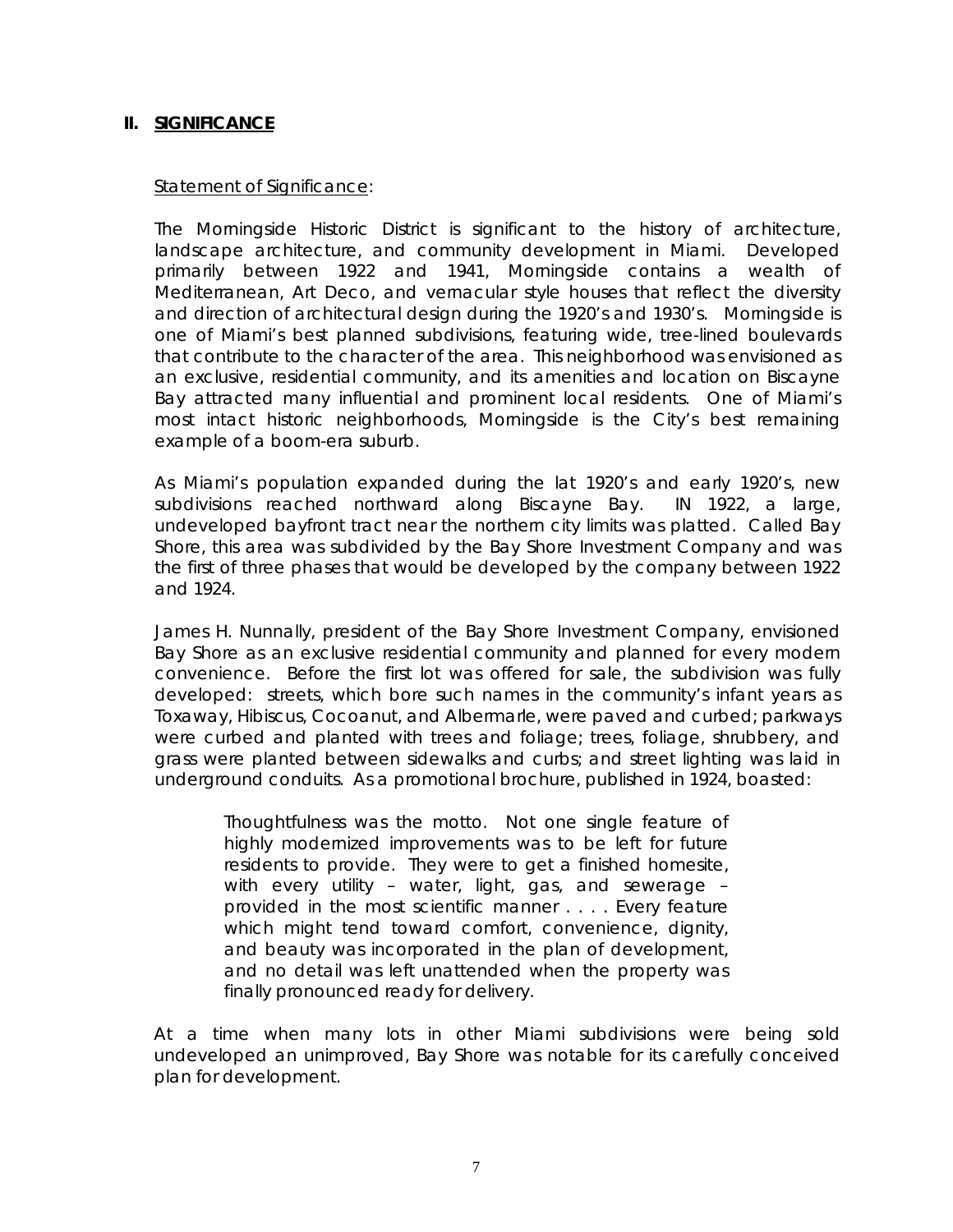## II. SIGNIFICANCE

Statement of Significance:

The Morningside Historic District is significant to the history of architecture, landscape architecture, and community development in Miami. Developed primarily between 1922 and 1941, Morningside contains a wealth of Mediterranean, Art Deco, and vernacular style houses that reflect the diversity and direction of architectural design during the 1920's and 1930's. Morningside is one of Miami's best planned subdivisions, featuring wide, tree-lined boulevards that contribute to the character of the area. This neighborhood was envisioned as an exclusive, residential community, and its amenities and location on Biscayne Bay attracted many influential and prominent local residents. One of Miami's most intact historic neighborhoods, Morningside is the City's best remaining example of a boom-era suburb.

As Miami's population expanded during the lat 1920's and early 1920's, new subdivisions reached northward along Biscayne Bay. IN 1922, a large, undeveloped bayfront tract near the northern city limits was platted. Called Bay Shore, this area was subdivided by the Bay Shore Investment Company and was the first of three phases that would be developed by the company between 1922 and 1924.

James H. Nunnally, president of the Bay Shore Investment Company, envisioned Bay Shore as an exclusive residential community and planned for every modern convenience. Before the first lot was offered for sale, the subdivision was fully developed: streets, which bore such names in the community's infant years as Toxaway, Hibiscus, Cocoanut, and Albermarle, were paved and curbed; parkways were curbed and planted with trees and foliage; trees, foliage, shrubbery, and grass were planted between sidewalks and curbs; and street lighting was laid in underground conduits. As a promotional brochure, published in 1924, boasted:

> Thoughtfulness was the motto. Not one single feature of highly modernized improvements was to be left for future residents to provide. They were to get a finished homesite, with every utility – water, light, gas, and sewerage – provided in the most scientific manner . . . . Every feature which might tend toward comfort, convenience, dignity, and beauty was incorporated in the plan of development, and no detail was left unattended when the property was finally pronounced ready for delivery.

At a time when many lots in other Miami subdivisions were being sold undeveloped an unimproved, Bay Shore was notable for its carefully conceived plan for development.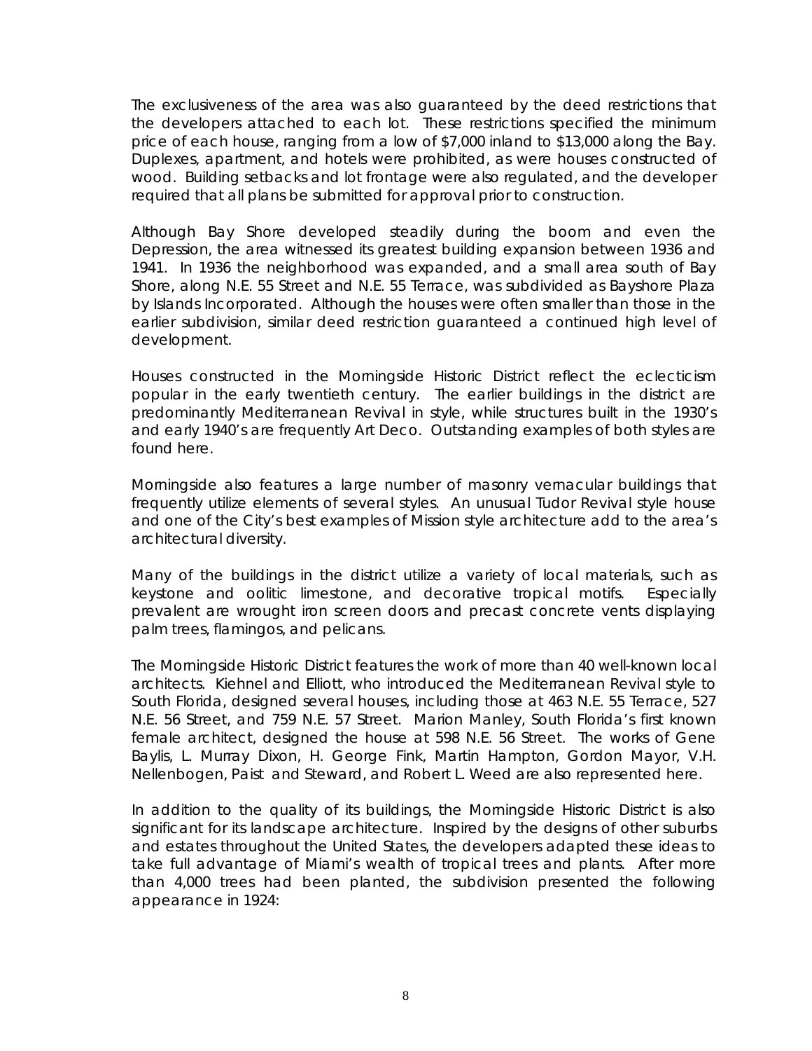The exclusiveness of the area was also guaranteed by the deed restrictions that the developers attached to each lot. These restrictions specified the minimum price of each house, ranging from a low of $7,000 inland to $13,000 along the Bay. Duplexes, apartment, and hotels were prohibited, as were houses constructed of wood. Building setbacks and lot frontage were also regulated, and the developer required that all plans be submitted for approval prior to construction.

Although Bay Shore developed steadily during the boom and even the Depression, the area witnessed its greatest building expansion between 1936 and 1941. In 1936 the neighborhood was expanded, and a small area south of Bay Shore, along N.E. 55 Street and N.E. 55 Terrace, was subdivided as Bayshore Plaza by Islands Incorporated. Although the houses were often smaller than those in the earlier subdivision, similar deed restriction guaranteed a continued high level of development.

Houses constructed in the Morningside Historic District reflect the eclecticism popular in the early twentieth century. The earlier buildings in the district are predominantly Mediterranean Revival in style, while structures built in the 1930's and early 1940's are frequently Art Deco. Outstanding examples of both styles are found here.

Morningside also features a large number of masonry vernacular buildings that frequently utilize elements of several styles. An unusual Tudor Revival style house and one of the City's best examples of Mission style architecture add to the area's architectural diversity.

Many of the buildings in the district utilize a variety of local materials, such as keystone and oolitic limestone, and decorative tropical motifs. Especially prevalent are wrought iron screen doors and precast concrete vents displaying palm trees, flamingos, and pelicans.

The Morningside Historic District features the work of more than 40 well-known local architects. Kiehnel and Elliott, who introduced the Mediterranean Revival style to South Florida, designed several houses, including those at 463 N.E. 55 Terrace, 527 N.E. 56 Street, and 759 N.E. 57 Street. Marion Manley, South Florida's first known female architect, designed the house at 598 N.E. 56 Street. The works of Gene Baylis, L. Murray Dixon, H. George Fink, Martin Hampton, Gordon Mayor, V.H. Nellenbogen, Paist and Steward, and Robert L. Weed are also represented here.

In addition to the quality of its buildings, the Morningside Historic District is also significant for its landscape architecture. Inspired by the designs of other suburbs and estates throughout the United States, the developers adapted these ideas to take full advantage of Miami's wealth of tropical trees and plants. After more than 4,000 trees had been planted, the subdivision presented the following appearance in 1924: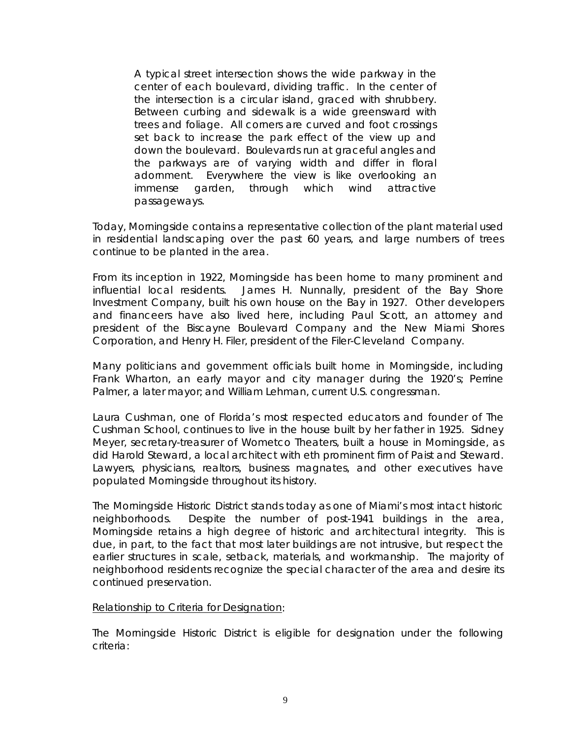> A typical street intersection shows the wide parkway in the center of each boulevard, dividing traffic. In the center of the intersection is a circular island, graced with shrubbery. Between curbing and sidewalk is a wide greensward with trees and foliage. All corners are curved and foot crossings set back to increase the park effect of the view up and down the boulevard. Boulevards run at graceful angles and the parkways are of varying width and differ in floral adornment. Everywhere the view is like overlooking an immense garden, through which wind attractive passageways.

Today, Morningside contains a representative collection of the plant material used in residential landscaping over the past 60 years, and large numbers of trees continue to be planted in the area.

From its inception in 1922, Morningside has been home to many prominent and influential local residents. James H. Nunnally, president of the Bay Shore Investment Company, built his own house on the Bay in 1927. Other developers and financeers have also lived here, including Paul Scott, an attorney and president of the Biscayne Boulevard Company and the New Miami Shores Corporation, and Henry H. Filer, president of the Filer-Cleveland Company.

Many politicians and government officials built home in Morningside, including Frank Wharton, an early mayor and city manager during the 1920's; Perrine Palmer, a later mayor; and William Lehman, current U.S. congressman.

Laura Cushman, one of Florida's most respected educators and founder of The Cushman School, continues to live in the house built by her father in 1925. Sidney Meyer, secretary-treasurer of Wometco Theaters, built a house in Morningside, as did Harold Steward, a local architect with eth prominent firm of Paist and Steward. Lawyers, physicians, realtors, business magnates, and other executives have populated Morningside throughout its history.

The Morningside Historic District stands today as one of Miami's most intact historic neighborhoods. Despite the number of post-1941 buildings in the area, Morningside retains a high degree of historic and architectural integrity. This is due, in part, to the fact that most later buildings are not intrusive, but respect the earlier structures in scale, setback, materials, and workmanship. The majority of neighborhood residents recognize the special character of the area and desire its continued preservation.

<u>Relationship to Criteria for Designation</u>:

The Morningside Historic District is eligible for designation under the following criteria: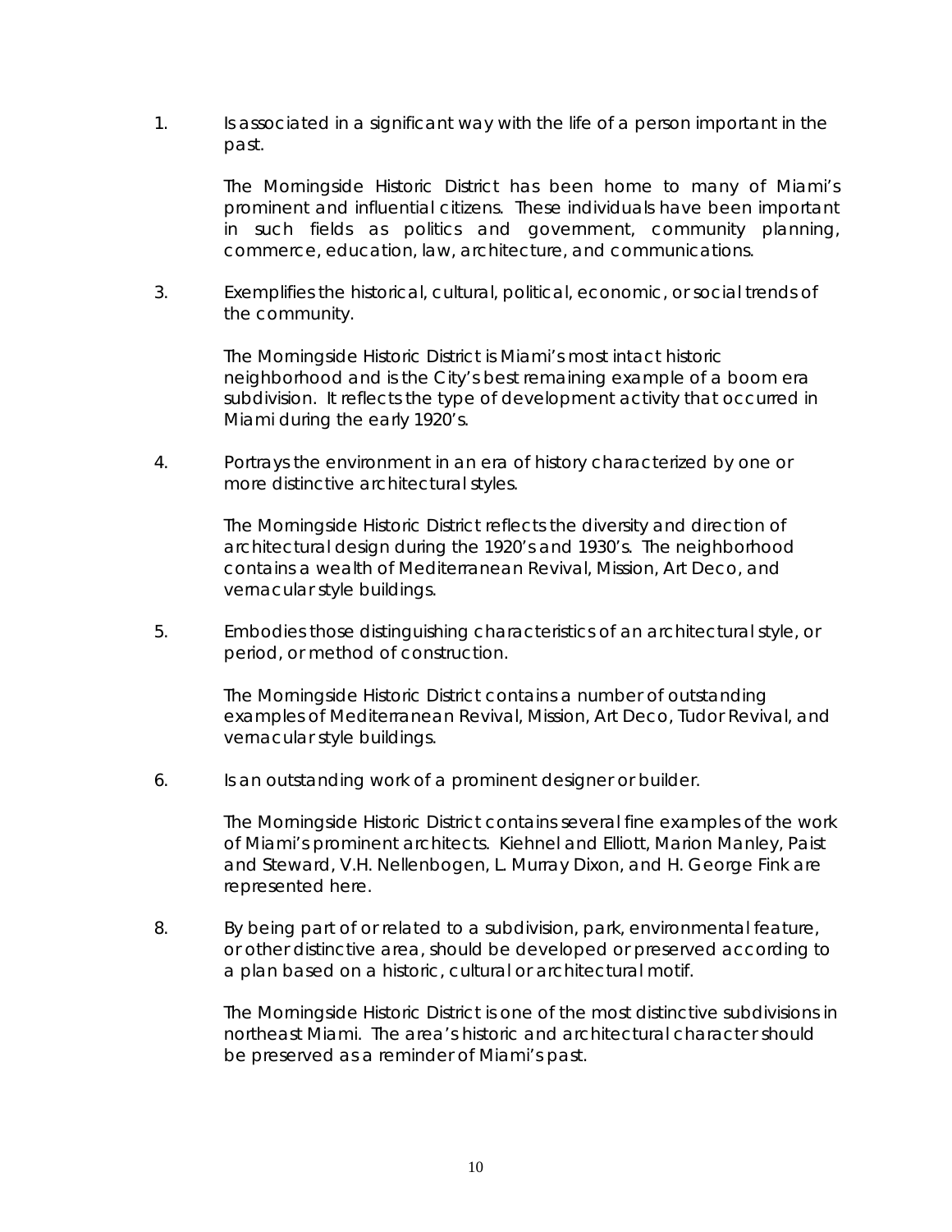1. Is associated in a significant way with the life of a person important in the past.

   The Morningside Historic District has been home to many of Miami's prominent and influential citizens. These individuals have been important in such fields as politics and government, community planning, commerce, education, law, architecture, and communications.

3. Exemplifies the historical, cultural, political, economic, or social trends of the community.

   The Morningside Historic District is Miami's most intact historic neighborhood and is the City's best remaining example of a boom era subdivision. It reflects the type of development activity that occurred in Miami during the early 1920's.

4. Portrays the environment in an era of history characterized by one or more distinctive architectural styles.

   The Morningside Historic District reflects the diversity and direction of architectural design during the 1920's and 1930's. The neighborhood contains a wealth of Mediterranean Revival, Mission, Art Deco, and vernacular style buildings.

5. Embodies those distinguishing characteristics of an architectural style, or period, or method of construction.

   The Morningside Historic District contains a number of outstanding examples of Mediterranean Revival, Mission, Art Deco, Tudor Revival, and vernacular style buildings.

6. Is an outstanding work of a prominent designer or builder.

   The Morningside Historic District contains several fine examples of the work of Miami's prominent architects. Kiehnel and Elliott, Marion Manley, Paist and Steward, V.H. Nellenbogen, L. Murray Dixon, and H. George Fink are represented here.

8. By being part of or related to a subdivision, park, environmental feature, or other distinctive area, should be developed or preserved according to a plan based on a historic, cultural or architectural motif.

   The Morningside Historic District is one of the most distinctive subdivisions in northeast Miami. The area's historic and architectural character should be preserved as a reminder of Miami's past.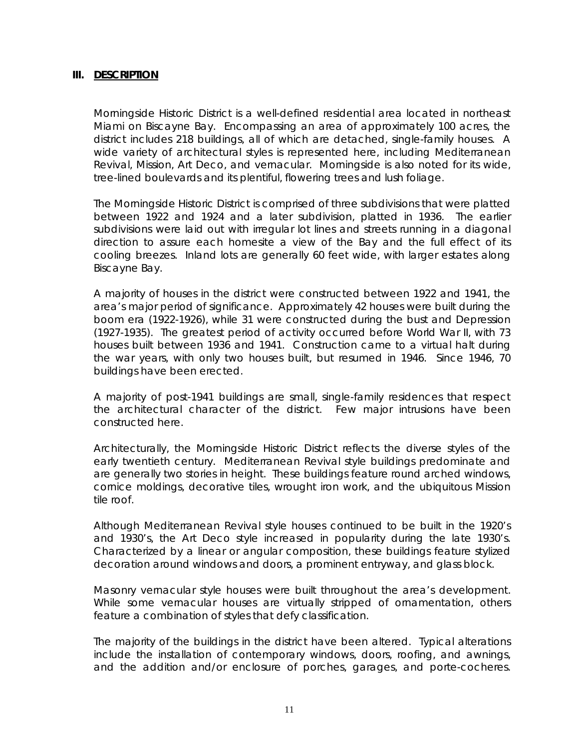## III. DESCRIPTION

Morningside Historic District is a well-defined residential area located in northeast Miami on Biscayne Bay. Encompassing an area of approximately 100 acres, the district includes 218 buildings, all of which are detached, single-family houses. A wide variety of architectural styles is represented here, including Mediterranean Revival, Mission, Art Deco, and vernacular. Morningside is also noted for its wide, tree-lined boulevards and its plentiful, flowering trees and lush foliage.

The Morningside Historic District is comprised of three subdivisions that were platted between 1922 and 1924 and a later subdivision, platted in 1936. The earlier subdivisions were laid out with irregular lot lines and streets running in a diagonal direction to assure each homesite a view of the Bay and the full effect of its cooling breezes. Inland lots are generally 60 feet wide, with larger estates along Biscayne Bay.

A majority of houses in the district were constructed between 1922 and 1941, the area's major period of significance. Approximately 42 houses were built during the boom era (1922-1926), while 31 were constructed during the bust and Depression (1927-1935). The greatest period of activity occurred before World War II, with 73 houses built between 1936 and 1941. Construction came to a virtual halt during the war years, with only two houses built, but resumed in 1946. Since 1946, 70 buildings have been erected.

A majority of post-1941 buildings are small, single-family residences that respect the architectural character of the district. Few major intrusions have been constructed here.

Architecturally, the Morningside Historic District reflects the diverse styles of the early twentieth century. Mediterranean Revival style buildings predominate and are generally two stories in height. These buildings feature round arched windows, cornice moldings, decorative tiles, wrought iron work, and the ubiquitous Mission tile roof.

Although Mediterranean Revival style houses continued to be built in the 1920's and 1930's, the Art Deco style increased in popularity during the late 1930's. Characterized by a linear or angular composition, these buildings feature stylized decoration around windows and doors, a prominent entryway, and glass block.

Masonry vernacular style houses were built throughout the area's development. While some vernacular houses are virtually stripped of ornamentation, others feature a combination of styles that defy classification.

The majority of the buildings in the district have been altered. Typical alterations include the installation of contemporary windows, doors, roofing, and awnings, and the addition and/or enclosure of porches, garages, and porte-cocheres.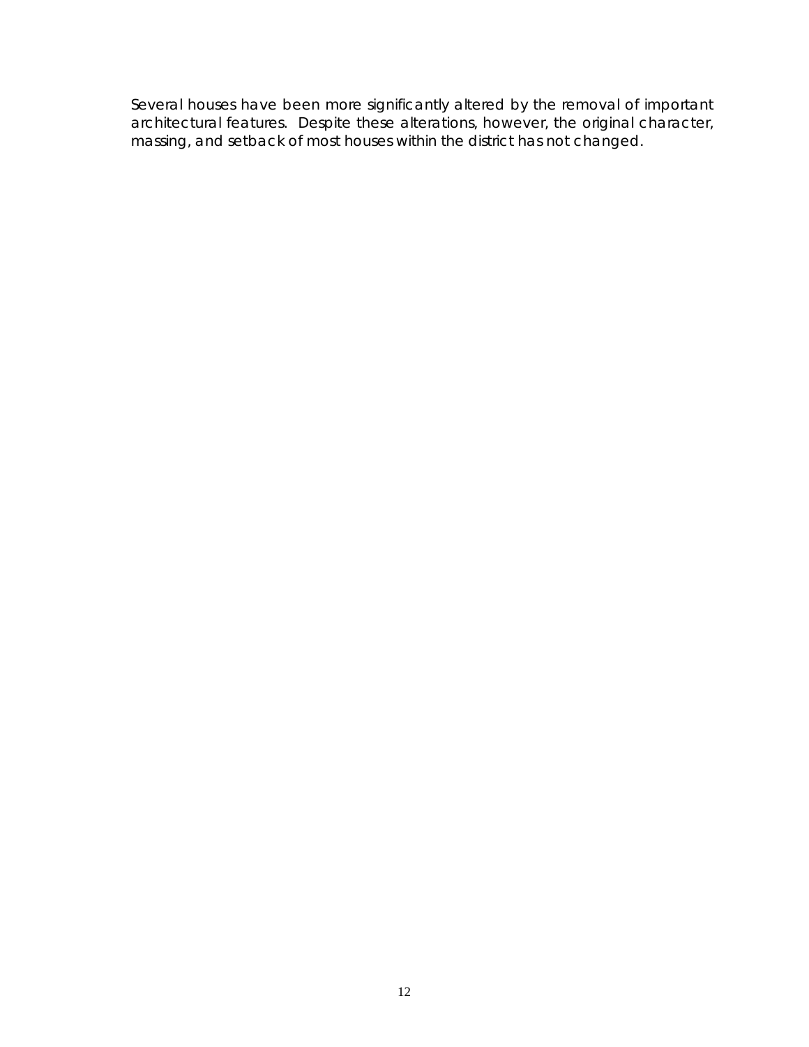Several houses have been more significantly altered by the removal of important architectural features. Despite these alterations, however, the original character, massing, and setback of most houses within the district has not changed.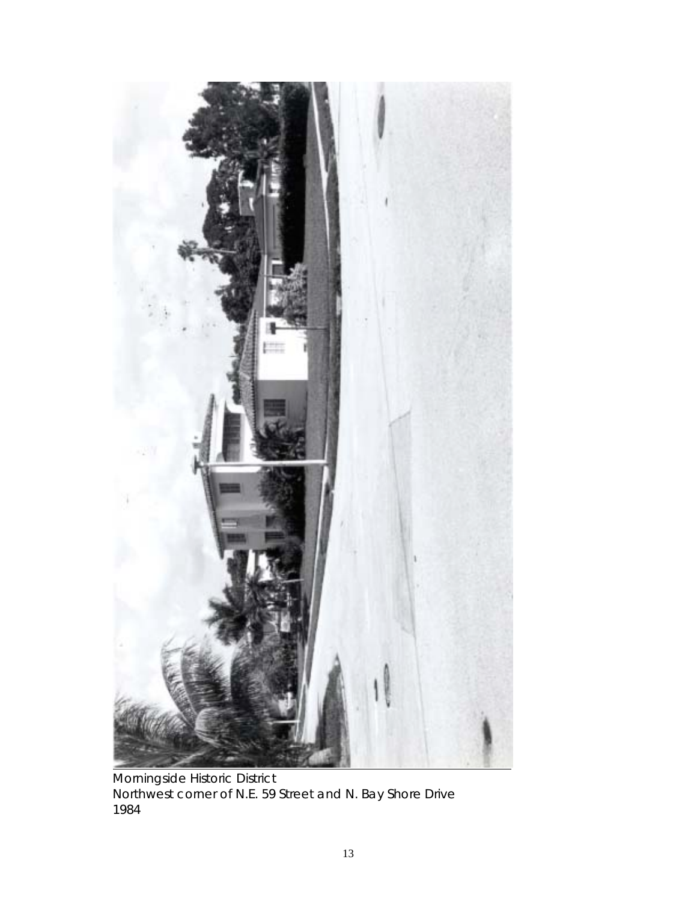Morningside Historic District
Northwest corner of N.E. 59 Street and N. Bay Shore Drive
1984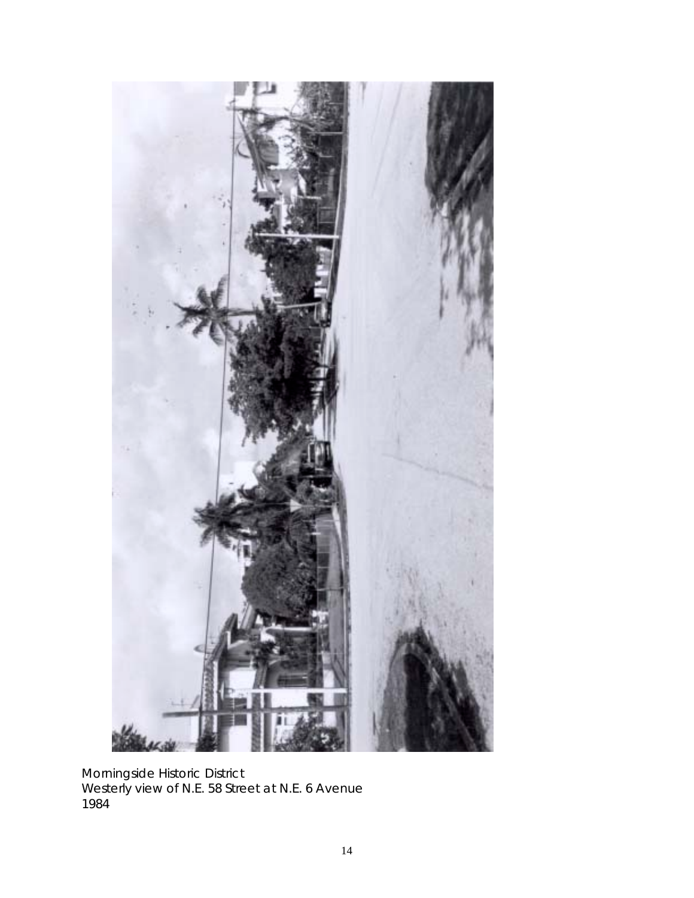Morningside Historic District
Westerly view of N.E. 58 Street at N.E. 6 Avenue
1984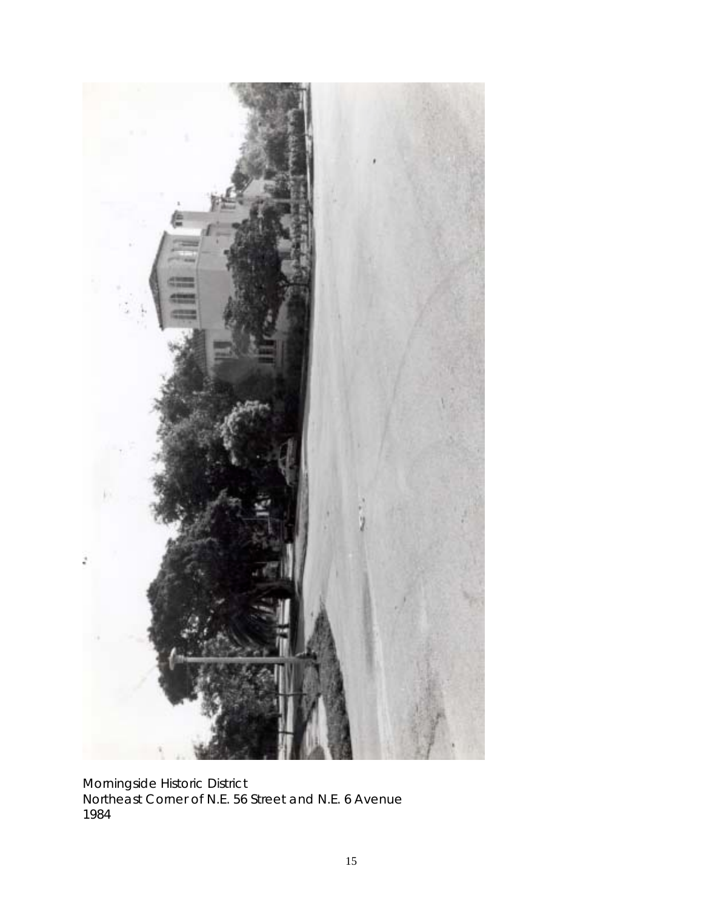Morningside Historic District
Northeast Corner of N.E. 56 Street and N.E. 6 Avenue
1984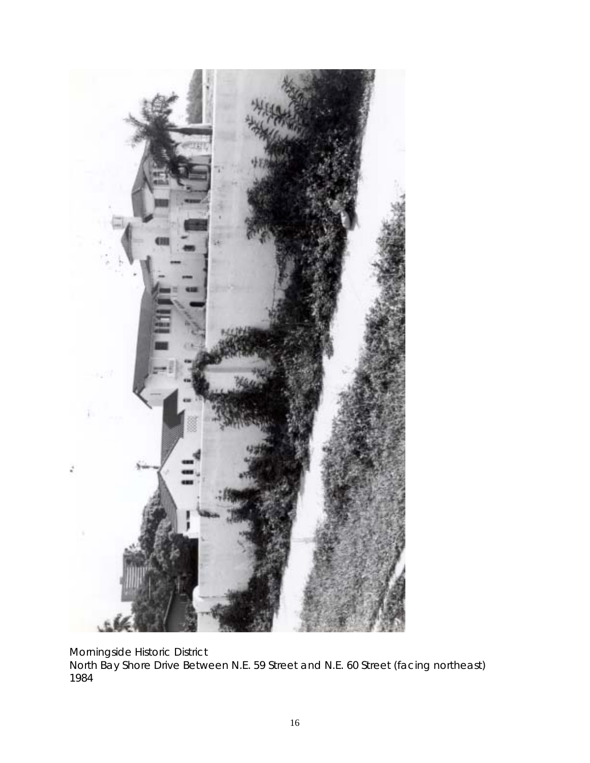Morningside Historic District
North Bay Shore Drive Between N.E. 59 Street and N.E. 60 Street (facing northeast)
1984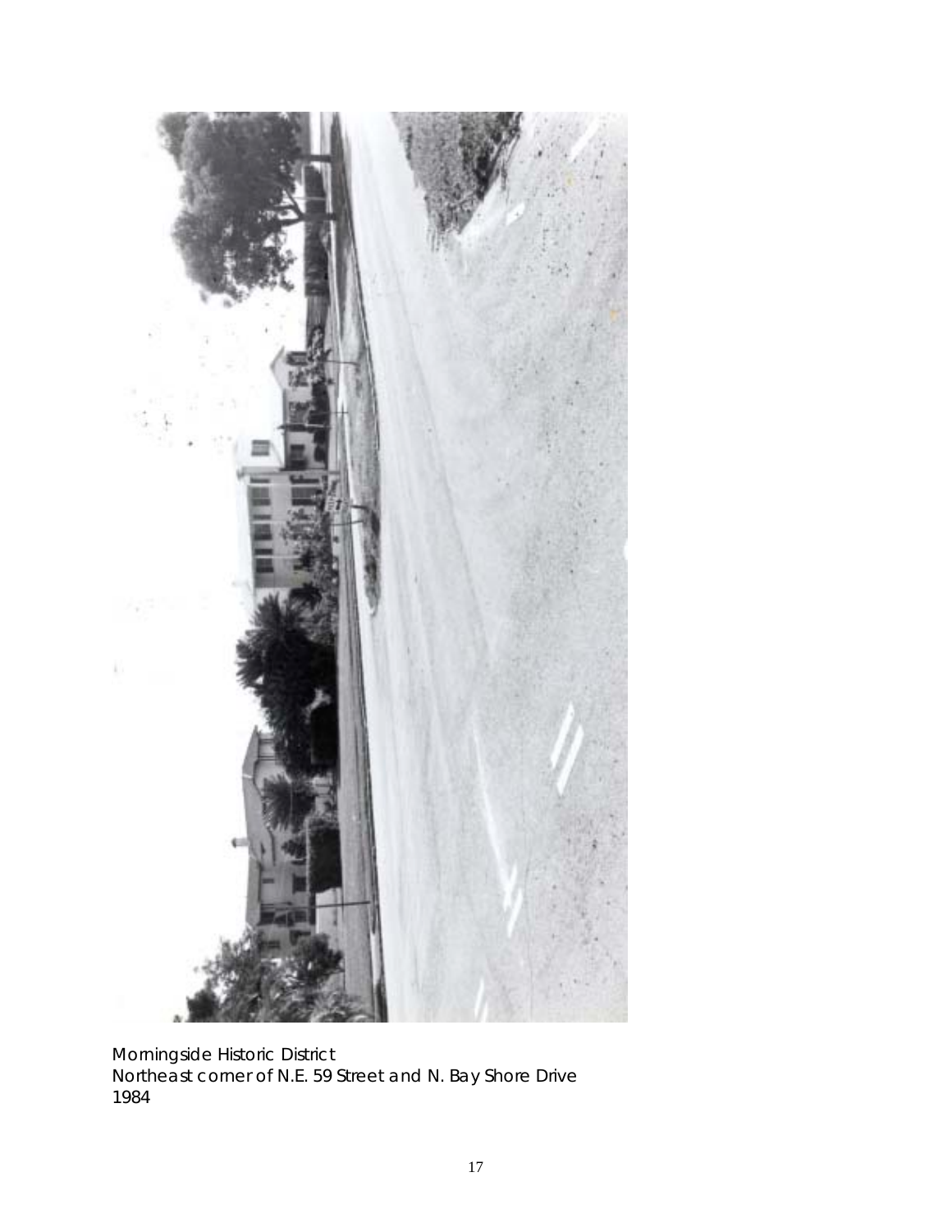Morningside Historic District
Northeast corner of N.E. 59 Street and N. Bay Shore Drive
1984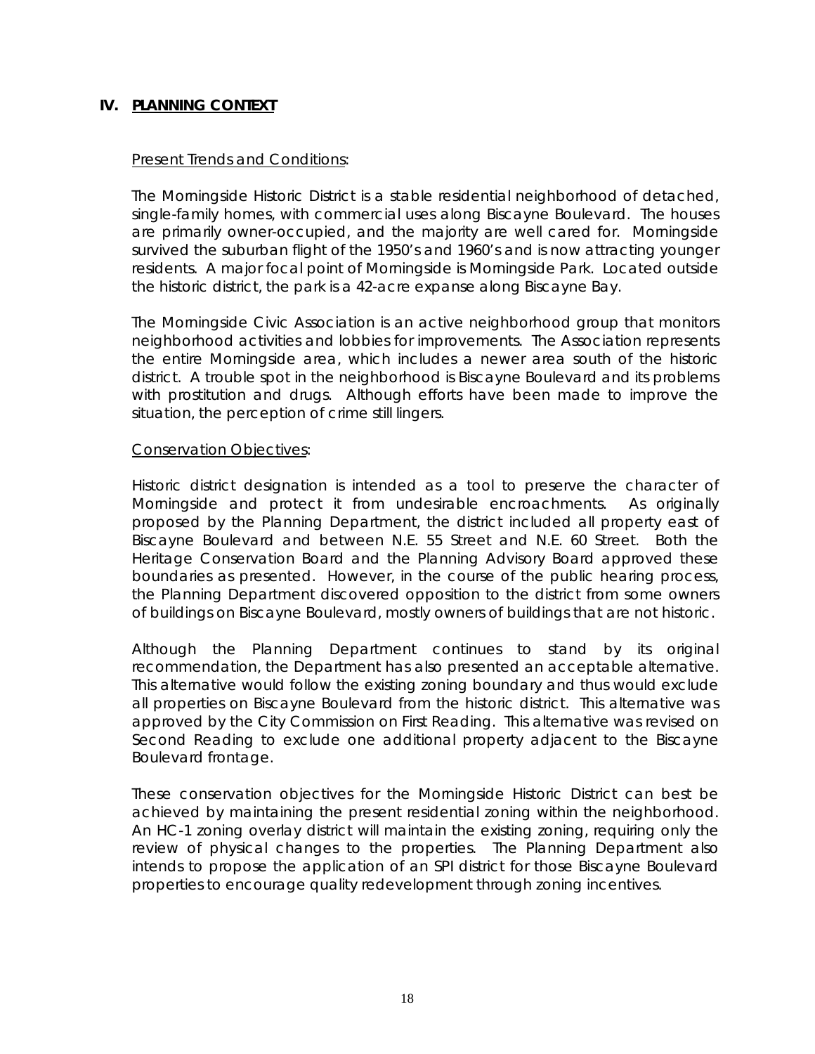## IV. PLANNING CONTEXT

Present Trends and Conditions:

The Morningside Historic District is a stable residential neighborhood of detached, single-family homes, with commercial uses along Biscayne Boulevard. The houses are primarily owner-occupied, and the majority are well cared for. Morningside survived the suburban flight of the 1950's and 1960's and is now attracting younger residents. A major focal point of Morningside is Morningside Park. Located outside the historic district, the park is a 42-acre expanse along Biscayne Bay.

The Morningside Civic Association is an active neighborhood group that monitors neighborhood activities and lobbies for improvements. The Association represents the entire Morningside area, which includes a newer area south of the historic district. A trouble spot in the neighborhood includes Biscayne Boulevard and its problems with prostitution and drugs. Although efforts have been made to improve the situation, the perception of crime still lingers.

Conservation Objectives:

Historic district designation is intended as a tool to preserve the character of Morningside and protect it from undesirable encroachments. As originally proposed by the Planning Department, the district included all property east of Biscayne Boulevard and between N.E. 55 Street and N.E. 60 Street. Both the Heritage Conservation Board and the Planning Advisory Board approved these boundaries as presented. However, in the course of the public hearing process, the Planning Department discovered opposition to the district from some owners of buildings on Biscayne Boulevard, mostly owners of buildings that are not historic.

Although the Planning Department continues to stand by its original recommendation, the Department has also presented an acceptable alternative. This alternative would follow the existing zoning boundary and thus would exclude all properties on Biscayne Boulevard from the historic district. This alternative was approved by the City Commission on First Reading. This alternative was revised on Second Reading to exclude one additional property adjacent to the Biscayne Boulevard frontage.

These conservation objectives for the Morningside Historic District can best be achieved by maintaining the present residential zoning within the neighborhood. An HC-1 zoning overlay district will maintain the existing zoning, requiring only the review of physical changes to the properties. The Planning Department also intends to propose the application of an SPI district for those Biscayne Boulevard properties to encourage quality redevelopment through zoning incentives.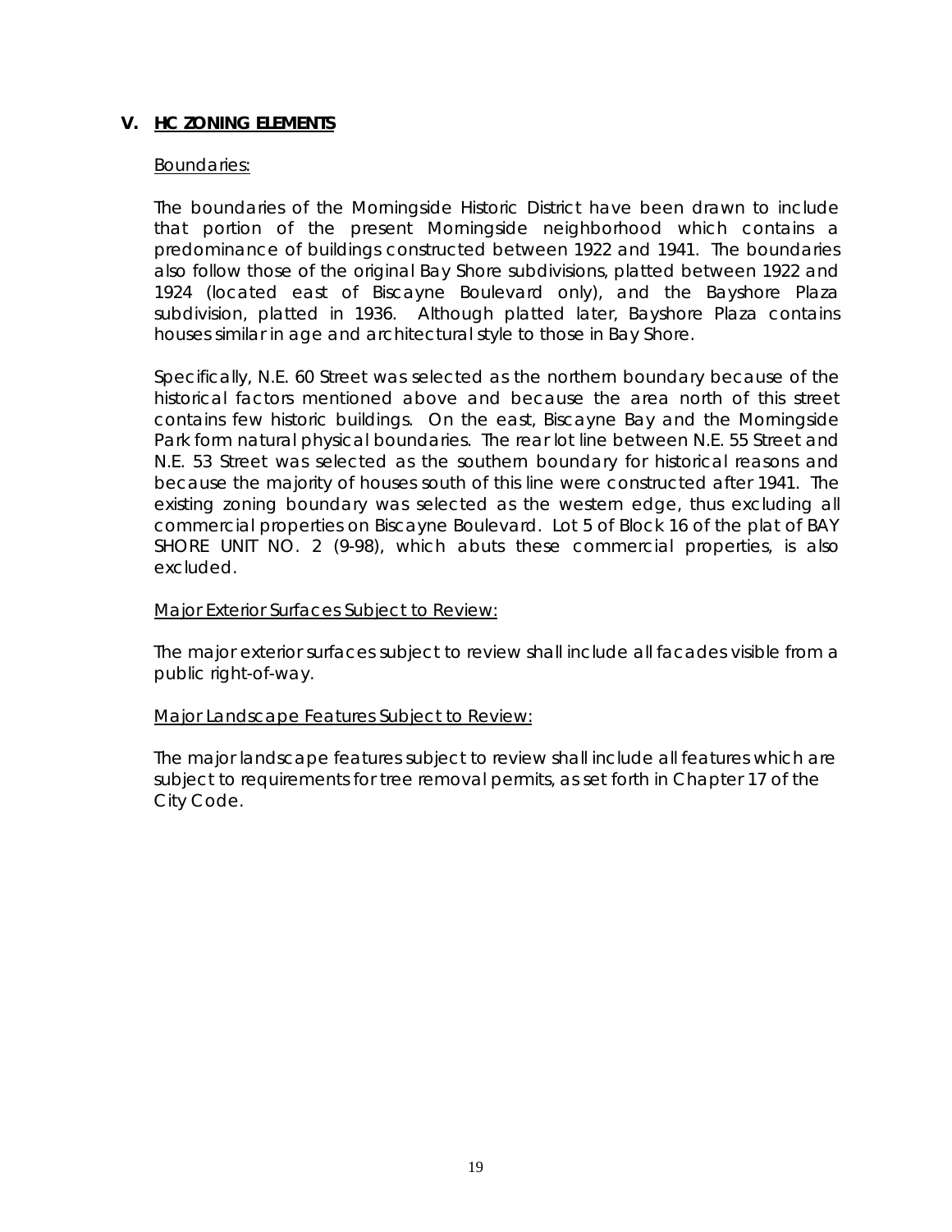## V. HC ZONING ELEMENTS

Boundaries:

The boundaries of the Morningside Historic District have been drawn to include that portion of the present Morningside neighborhood which contains a predominance of buildings constructed between 1922 and 1941. The boundaries also follow those of the original Bay Shore subdivisions, platted between 1922 and 1924 (located east of Biscayne Boulevard only), and the Bayshore Plaza subdivision, platted in 1936. Although platted later, Bayshore Plaza contains houses similar in age and architectural style to those in Bay Shore.

Specifically, N.E. 60 Street was selected as the northern boundary because of the historical factors mentioned above and because the area north of this street contains few historic buildings. On the east, Biscayne Bay and the Morningside Park form natural physical boundaries. The rear lot line between N.E. 55 Street and N.E. 53 Street was selected as the southern boundary for historical reasons and because the majority of houses south of this line were constructed after 1941. The existing zoning boundary was selected as the western edge, thus excluding all commercial properties on Biscayne Boulevard. Lot 5 of Block 16 of the plat of BAY SHORE UNIT NO. 2 (9-98), which abuts these commercial properties, is also excluded.

Major Exterior Surfaces Subject to Review:

The major exterior surfaces subject to review shall include all facades visible from a public right-of-way.

Major Landscape Features Subject to Review:

The major landscape features subject to review shall include all features which are subject to requirements for tree removal permits, as set forth in Chapter 17 of the City Code.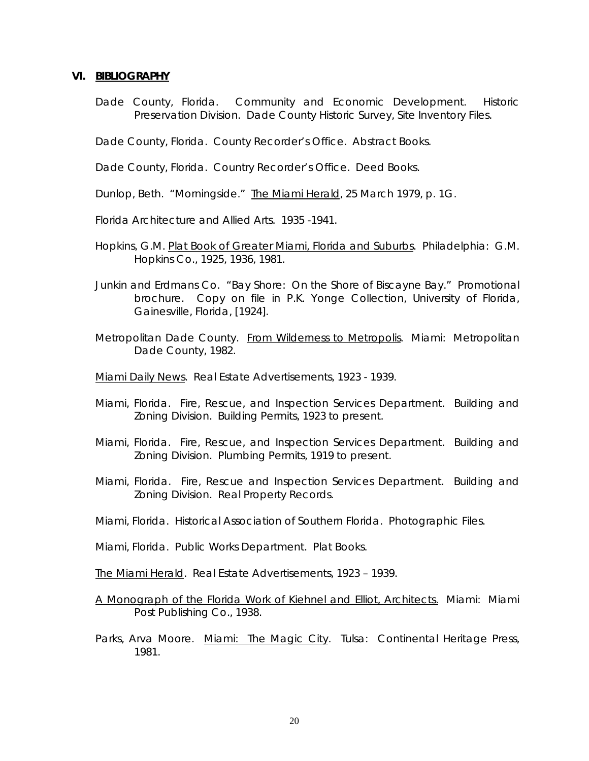## VI. BIBLIOGRAPHY

Dade County, Florida. Community and Economic Development. Historic Preservation Division. Dade County Historic Survey, Site Inventory Files.

Dade County, Florida. County Recorder's Office. Abstract Books.

Dade County, Florida. Country Recorder's Office. Deed Books.

Dunlop, Beth. "Morningside." The Miami Herald, 25 March 1979, p. 1G.

Florida Architecture and Allied Arts. 1935 -1941.

Hopkins, G.M. Plat Book of Greater Miami, Florida and Suburbs. Philadelphia: G.M. Hopkins Co., 1925, 1936, 1981.

Junkin and Erdmans Co. "Bay Shore: On the Shore of Biscayne Bay." Promotional brochure. Copy on file in P.K. Yonge Collection, University of Florida, Gainesville, Florida, [1924].

Metropolitan Dade County. From Wilderness to Metropolis. Miami: Metropolitan Dade County, 1982.

Miami Daily News. Real Estate Advertisements, 1923 - 1939.

Miami, Florida. Fire, Rescue, and Inspection Services Department. Building and Zoning Division. Building Permits, 1923 to present.

Miami, Florida. Fire, Rescue, and Inspection Services Department. Building and Zoning Division. Plumbing Permits, 1919 to present.

Miami, Florida. Fire, Rescue and Inspection Services Department. Building and Zoning Division. Real Property Records.

Miami, Florida. Historical Association of Southern Florida. Photographic Files.

Miami, Florida. Public Works Department. Plat Books.

The Miami Herald. Real Estate Advertisements, 1923 – 1939.

A Monograph of the Florida Work of Kiehnel and Elliot, Architects. Miami: Miami Post Publishing Co., 1938.

Parks, Arva Moore. Miami: The Magic City. Tulsa: Continental Heritage Press, 1981.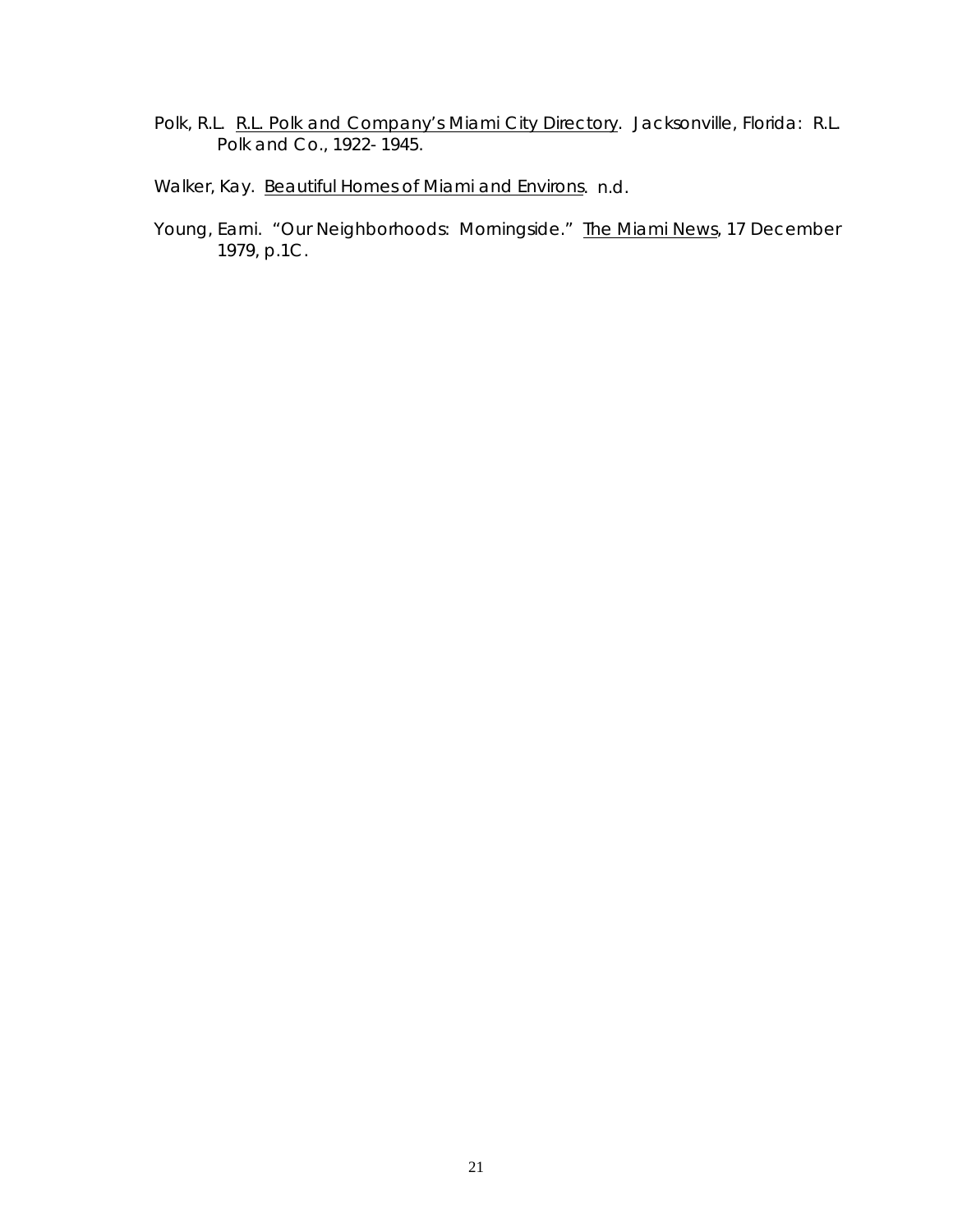Polk, R.L. R.L. Polk and Company's Miami City Directory. Jacksonville, Florida: R.L. Polk and Co., 1922- 1945.

Walker, Kay. Beautiful Homes of Miami and Environs. n.d.

Young, Earni. "Our Neighborhoods: Morningside." The Miami News, 17 December 1979, p.1C.